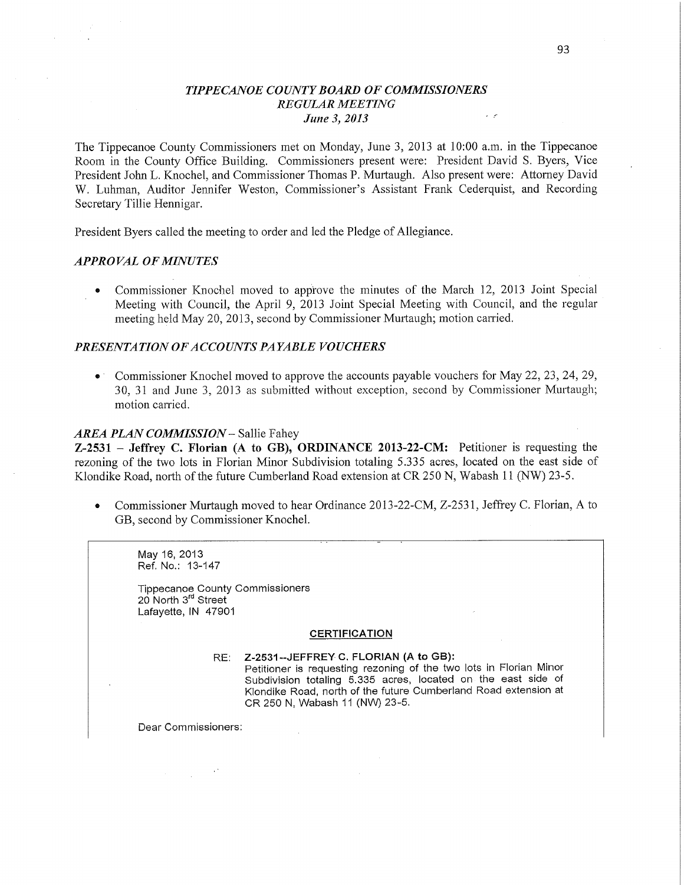## *TIPPECANOE COUNTY BOARD OF COMMISSIONERS*
### *REGULAR MEETING*
### *June 3, 2013*

The Tippecanoe County Commissioners met on Monday, June 3, 2013 at 10:00 a.m. in the Tippecanoe Room in the County Office Building. Commissioners present were: President David S. Byers, Vice President John L. Knochel, and Commissioner Thomas P. Murtaugh. Also present were: Attorney David W. Luhman, Auditor Jennifer Weston, Commissioner's Assistant Frank Cederquist, and Recording Secretary Tillie Hennigar.

President Byers called the meeting to order and led the Pledge of Allegiance.

### *APPROVAL OF MINUTES*

- Commissioner Knochel moved to approve the minutes of the March 12, 2013 Joint Special Meeting with Council, the April 9, 2013 Joint Special Meeting with Council, and the regular meeting held May 20, 2013, second by Commissioner Murtaugh; motion carried.

### *PRESENTATION OF ACCOUNTS PAYABLE VOUCHERS*

- Commissioner Knochel moved to approve the accounts payable vouchers for May 22, 23, 24, 29, 30, 31 and June 3, 2013 as submitted without exception, second by Commissioner Murtaugh; motion carried.

### *AREA PLAN COMMISSION* – Sallie Fahey

**Z-2531 – Jeffrey C. Florian (A to GB), ORDINANCE 2013-22-CM:** Petitioner is requesting the rezoning of the two lots in Florian Minor Subdivision totaling 5.335 acres, located on the east side of Klondike Road, north of the future Cumberland Road extension at CR 250 N, Wabash 11 (NW) 23-5.

- Commissioner Murtaugh moved to hear Ordinance 2013-22-CM, Z-2531, Jeffrey C. Florian, A to GB, second by Commissioner Knochel.

May 16, 2013
Ref. No.: 13-147

Tippecanoe County Commissioners
20 North 3rd Street
Lafayette, IN 47901

**CERTIFICATION**

RE: **Z-2531--JEFFREY C. FLORIAN (A to GB):**
Petitioner is requesting rezoning of the two lots in Florian Minor Subdivision totaling 5.335 acres, located on the east side of Klondike Road, north of the future Cumberland Road extension at CR 250 N, Wabash 11 (NW) 23-5.

Dear Commissioners: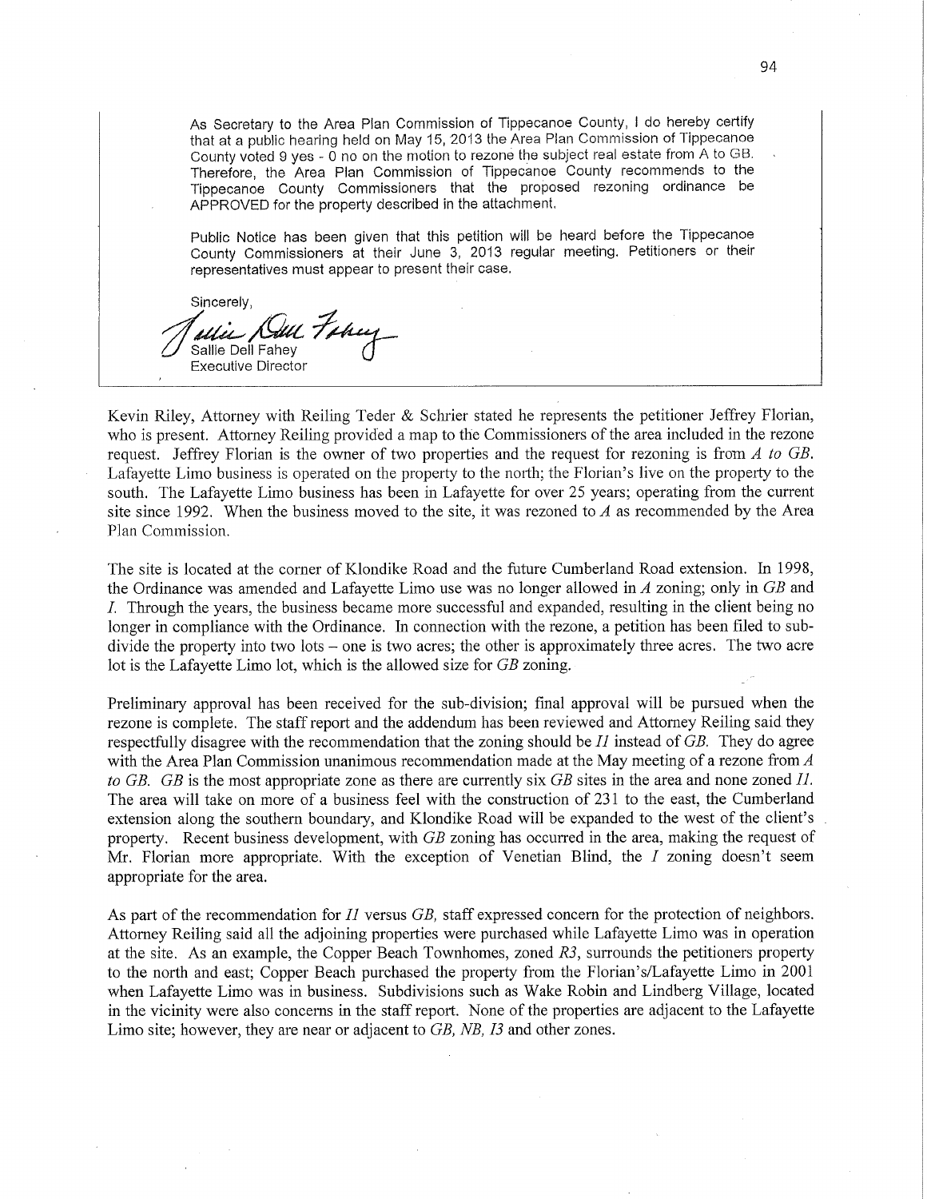As Secretary to the Area Plan Commission of Tippecanoe County, I do hereby certify that at a public hearing held on May 15, 2013 the Area Plan Commission of Tippecanoe County voted 9 yes - 0 no on the motion to rezone the subject real estate from A to GB. Therefore, the Area Plan Commission of Tippecanoe County recommends to the Tippecanoe County Commissioners that the proposed rezoning ordinance be APPROVED for the property described in the attachment.

Public Notice has been given that this petition will be heard before the Tippecanoe County Commissioners at their June 3, 2013 regular meeting. Petitioners or their representatives must appear to present their case.

Sincerely,

Sallie Dell Fahey
Executive Director

Kevin Riley, Attorney with Reiling Teder & Schrier stated he represents the petitioner Jeffrey Florian, who is present. Attorney Reiling provided a map to the Commissioners of the area included in the rezone request. Jeffrey Florian is the owner of two properties and the request for rezoning is from *A to GB*. Lafayette Limo business is operated on the property to the north; the Florian's live on the property to the south. The Lafayette Limo business has been in Lafayette for over 25 years; operating from the current site since 1992. When the business moved to the site, it was rezoned to *A* as recommended by the Area Plan Commission.

The site is located at the corner of Klondike Road and the future Cumberland Road extension. In 1998, the Ordinance was amended and Lafayette Limo use was no longer allowed in *A* zoning; only in *GB* and *I*. Through the years, the business became more successful and expanded, resulting in the client being no longer in compliance with the Ordinance. In connection with the rezone, a petition has been filed to sub-divide the property into two lots – one is two acres; the other is approximately three acres. The two acre lot is the Lafayette Limo lot, which is the allowed size for *GB* zoning.

Preliminary approval has been received for the sub-division; final approval will be pursued when the rezone is complete. The staff report and the addendum has been reviewed and Attorney Reiling said they respectfully disagree with the recommendation that the zoning should be *I1* instead of *GB*. They do agree with the Area Plan Commission unanimous recommendation made at the May meeting of a rezone from *A to GB*. *GB* is the most appropriate zone as there are currently six *GB* sites in the area and none zoned *I1*. The area will take on more of a business feel with the construction of 231 to the east, the Cumberland extension along the southern boundary, and Klondike Road will be expanded to the west of the client's property. Recent business development, with *GB* zoning has occurred in the area, making the request of Mr. Florian more appropriate. With the exception of Venetian Blind, the *I* zoning doesn't seem appropriate for the area.

As part of the recommendation for *I1* versus *GB*, staff expressed concern for the protection of neighbors. Attorney Reiling said all the adjoining properties were purchased while Lafayette Limo was in operation at the site. As an example, the Copper Beach Townhomes, zoned *R3*, surrounds the petitioners property to the north and east; Copper Beach purchased the property from the Florian's/Lafayette Limo in 2001 when Lafayette Limo was in business. Subdivisions such as Wake Robin and Lindberg Village, located in the vicinity were also concerns in the staff report. None of the properties are adjacent to the Lafayette Limo site; however, they are near or adjacent to *GB, NB, I3* and other zones.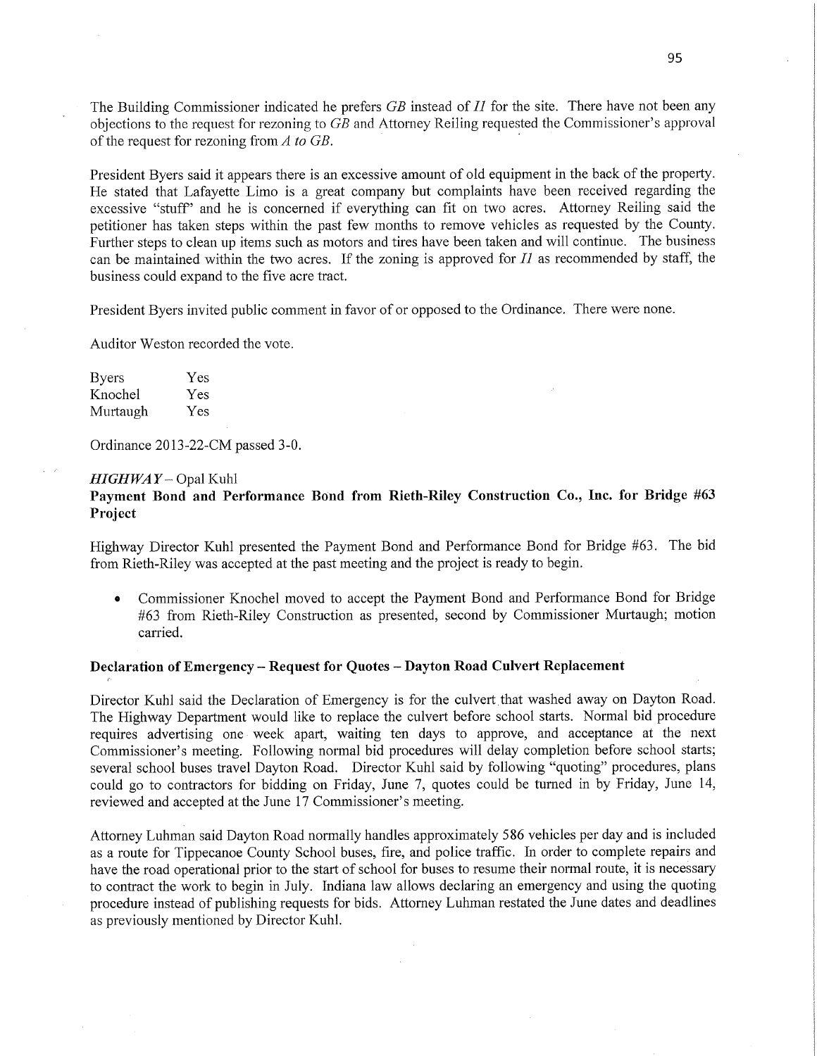The Building Commissioner indicated he prefers *GB* instead of *I1* for the site. There have not been any objections to the request for rezoning to *GB* and Attorney Reiling requested the Commissioner's approval of the request for rezoning from *A to GB*.

President Byers said it appears there is an excessive amount of old equipment in the back of the property. He stated that Lafayette Limo is a great company but complaints have been received regarding the excessive "stuff" and he is concerned if everything can fit on two acres. Attorney Reiling said the petitioner has taken steps within the past few months to remove vehicles as requested by the County. Further steps to clean up items such as motors and tires have been taken and will continue. The business can be maintained within the two acres. If the zoning is approved for *I1* as recommended by staff, the business could expand to the five acre tract.

President Byers invited public comment in favor of or opposed to the Ordinance. There were none.

Auditor Weston recorded the vote.

| | |
|---|---|
| Byers | Yes |
| Knochel | Yes |
| Murtaugh | Yes |

Ordinance 2013-22-CM passed 3-0.

*HIGHWAY* – Opal Kuhl

**Payment Bond and Performance Bond from Rieth-Riley Construction Co., Inc. for Bridge #63 Project**

Highway Director Kuhl presented the Payment Bond and Performance Bond for Bridge #63. The bid from Rieth-Riley was accepted at the past meeting and the project is ready to begin.

- Commissioner Knochel moved to accept the Payment Bond and Performance Bond for Bridge #63 from Rieth-Riley Construction as presented, second by Commissioner Murtaugh; motion carried.

**Declaration of Emergency – Request for Quotes – Dayton Road Culvert Replacement**

Director Kuhl said the Declaration of Emergency is for the culvert that washed away on Dayton Road. The Highway Department would like to replace the culvert before school starts. Normal bid procedure requires advertising one week apart, waiting ten days to approve, and acceptance at the next Commissioner's meeting. Following normal bid procedures will delay completion before school starts; several school buses travel Dayton Road. Director Kuhl said by following "quoting" procedures, plans could go to contractors for bidding on Friday, June 7, quotes could be turned in by Friday, June 14, reviewed and accepted at the June 17 Commissioner's meeting.

Attorney Luhman said Dayton Road normally handles approximately 586 vehicles per day and is included as a route for Tippecanoe County School buses, fire, and police traffic. In order to complete repairs and have the road operational prior to the start of school for buses to resume their normal route, it is necessary to contract the work to begin in July. Indiana law allows declaring an emergency and using the quoting procedure instead of publishing requests for bids. Attorney Luhman restated the June dates and deadlines as previously mentioned by Director Kuhl.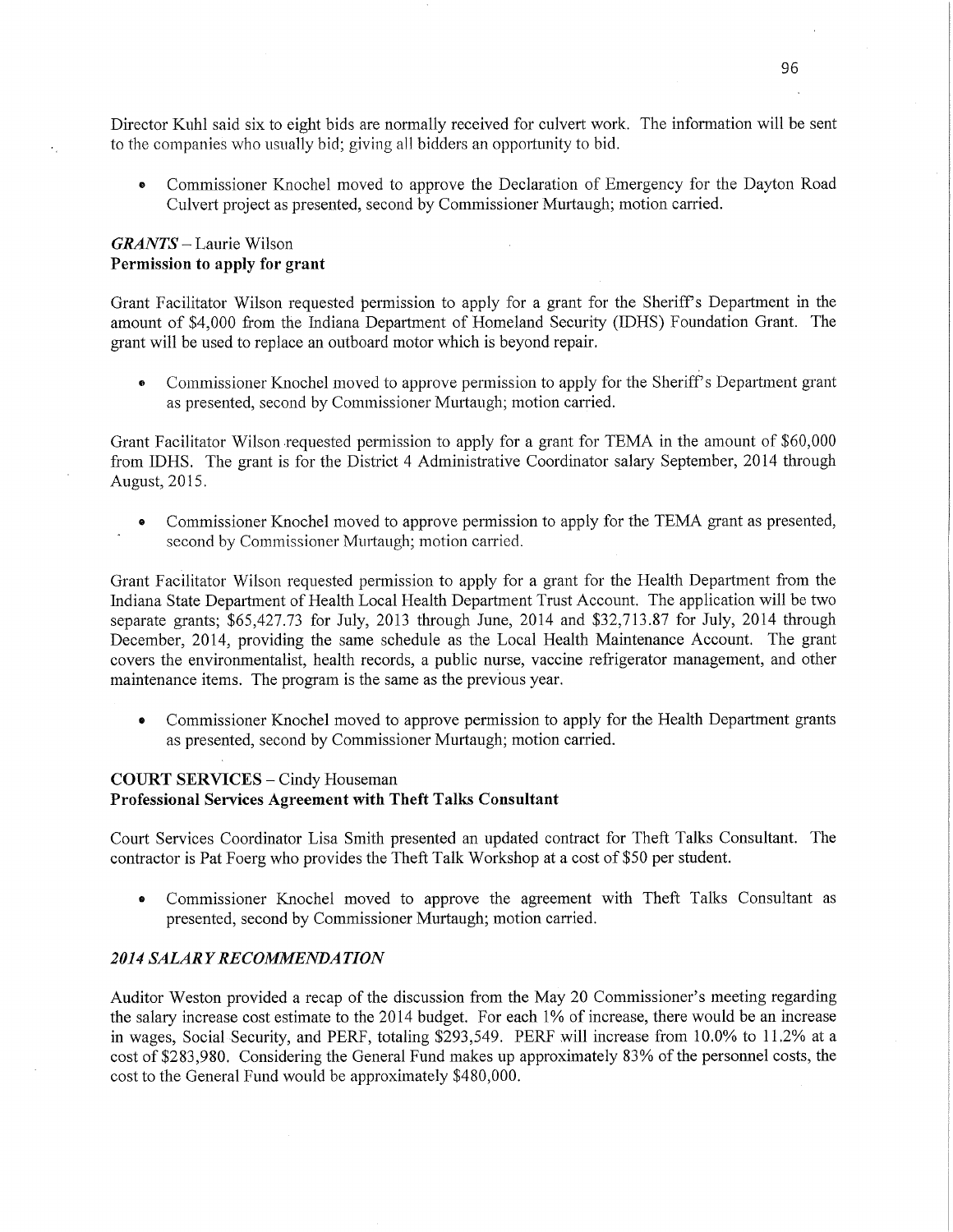Director Kuhl said six to eight bids are normally received for culvert work. The information will be sent to the companies who usually bid; giving all bidders an opportunity to bid.

- Commissioner Knochel moved to approve the Declaration of Emergency for the Dayton Road Culvert project as presented, second by Commissioner Murtaugh; motion carried.

***GRANTS*** – Laurie Wilson
**Permission to apply for grant**

Grant Facilitator Wilson requested permission to apply for a grant for the Sheriff's Department in the amount of $4,000 from the Indiana Department of Homeland Security (IDHS) Foundation Grant. The grant will be used to replace an outboard motor which is beyond repair.

- Commissioner Knochel moved to approve permission to apply for the Sheriff's Department grant as presented, second by Commissioner Murtaugh; motion carried.

Grant Facilitator Wilson requested permission to apply for a grant for TEMA in the amount of $60,000 from IDHS. The grant is for the District 4 Administrative Coordinator salary September, 2014 through August, 2015.

- Commissioner Knochel moved to approve permission to apply for the TEMA grant as presented, second by Commissioner Murtaugh; motion carried.

Grant Facilitator Wilson requested permission to apply for a grant for the Health Department from the Indiana State Department of Health Local Health Department Trust Account. The application will be two separate grants; $65,427.73 for July, 2013 through June, 2014 and $32,713.87 for July, 2014 through December, 2014, providing the same schedule as the Local Health Maintenance Account. The grant covers the environmentalist, health records, a public nurse, vaccine refrigerator management, and other maintenance items. The program is the same as the previous year.

- Commissioner Knochel moved to approve permission to apply for the Health Department grants as presented, second by Commissioner Murtaugh; motion carried.

**COURT SERVICES** – Cindy Houseman
**Professional Services Agreement with Theft Talks Consultant**

Court Services Coordinator Lisa Smith presented an updated contract for Theft Talks Consultant. The contractor is Pat Foerg who provides the Theft Talk Workshop at a cost of $50 per student.

- Commissioner Knochel moved to approve the agreement with Theft Talks Consultant as presented, second by Commissioner Murtaugh; motion carried.

***2014 SALARY RECOMMENDATION***

Auditor Weston provided a recap of the discussion from the May 20 Commissioner's meeting regarding the salary increase cost estimate to the 2014 budget. For each 1% of increase, there would be an increase in wages, Social Security, and PERF, totaling $293,549. PERF will increase from 10.0% to 11.2% at a cost of $283,980. Considering the General Fund makes up approximately 83% of the personnel costs, the cost to the General Fund would be approximately $480,000.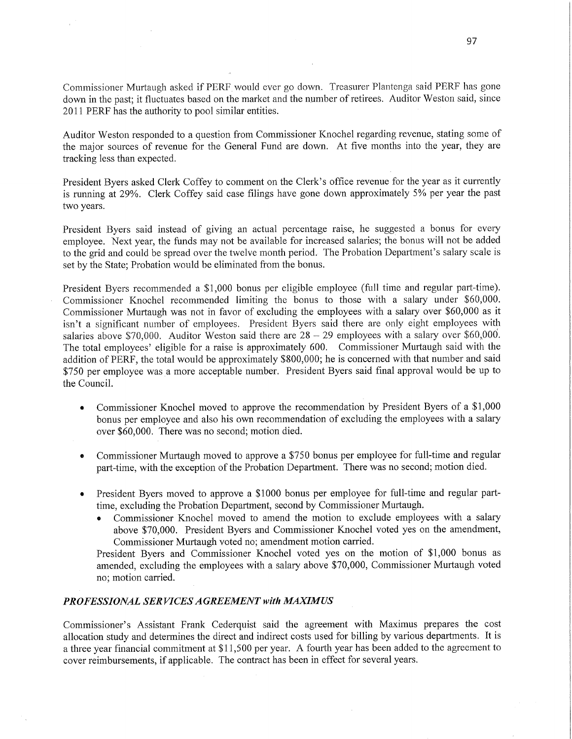Commissioner Murtaugh asked if PERF would ever go down. Treasurer Plantenga said PERF has gone down in the past; it fluctuates based on the market and the number of retirees. Auditor Weston said, since 2011 PERF has the authority to pool similar entities.

Auditor Weston responded to a question from Commissioner Knochel regarding revenue, stating some of the major sources of revenue for the General Fund are down. At five months into the year, they are tracking less than expected.

President Byers asked Clerk Coffey to comment on the Clerk's office revenue for the year as it currently is running at 29%. Clerk Coffey said case filings have gone down approximately 5% per year the past two years.

President Byers said instead of giving an actual percentage raise, he suggested a bonus for every employee. Next year, the funds may not be available for increased salaries; the bonus will not be added to the grid and could be spread over the twelve month period. The Probation Department's salary scale is set by the State; Probation would be eliminated from the bonus.

President Byers recommended a $1,000 bonus per eligible employee (full time and regular part-time). Commissioner Knochel recommended limiting the bonus to those with a salary under $60,000. Commissioner Murtaugh was not in favor of excluding the employees with a salary over $60,000 as it isn't a significant number of employees. President Byers said there are only eight employees with salaries above $70,000. Auditor Weston said there are 28 – 29 employees with a salary over $60,000. The total employees' eligible for a raise is approximately 600. Commissioner Murtaugh said with the addition of PERF, the total would be approximately $800,000; he is concerned with that number and said $750 per employee was a more acceptable number. President Byers said final approval would be up to the Council.

- Commissioner Knochel moved to approve the recommendation by President Byers of a $1,000 bonus per employee and also his own recommendation of excluding the employees with a salary over $60,000. There was no second; motion died.

- Commissioner Murtaugh moved to approve a $750 bonus per employee for full-time and regular part-time, with the exception of the Probation Department. There was no second; motion died.

- President Byers moved to approve a $1000 bonus per employee for full-time and regular part-time, excluding the Probation Department, second by Commissioner Murtaugh.
  - Commissioner Knochel moved to amend the motion to exclude employees with a salary above $70,000. President Byers and Commissioner Knochel voted yes on the amendment, Commissioner Murtaugh voted no; amendment motion carried.

  President Byers and Commissioner Knochel voted yes on the motion of $1,000 bonus as amended, excluding the employees with a salary above $70,000, Commissioner Murtaugh voted no; motion carried.

### *PROFESSIONAL SERVICES AGREEMENT with MAXIMUS*

Commissioner's Assistant Frank Cederquist said the agreement with Maximus prepares the cost allocation study and determines the direct and indirect costs used for billing by various departments. It is a three year financial commitment at $11,500 per year. A fourth year has been added to the agreement to cover reimbursements, if applicable. The contract has been in effect for several years.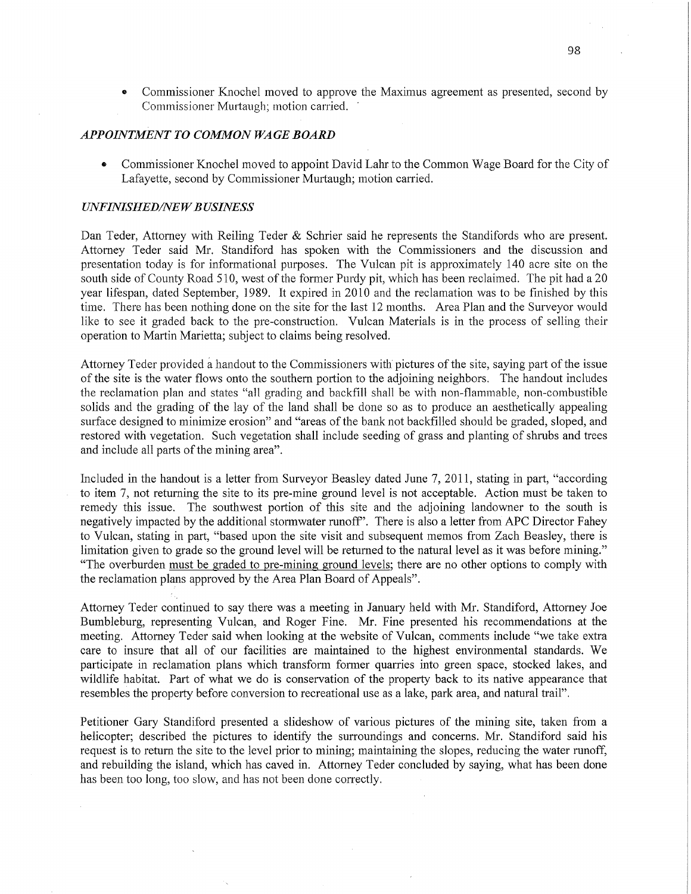- Commissioner Knochel moved to approve the Maximus agreement as presented, second by Commissioner Murtaugh; motion carried.

### *APPOINTMENT TO COMMON WAGE BOARD*

- Commissioner Knochel moved to appoint David Lahr to the Common Wage Board for the City of Lafayette, second by Commissioner Murtaugh; motion carried.

### *UNFINISHED/NEW BUSINESS*

Dan Teder, Attorney with Reiling Teder & Schrier said he represents the Standifords who are present. Attorney Teder said Mr. Standiford has spoken with the Commissioners and the discussion and presentation today is for informational purposes. The Vulcan pit is approximately 140 acre site on the south side of County Road 510, west of the former Purdy pit, which has been reclaimed. The pit had a 20 year lifespan, dated September, 1989. It expired in 2010 and the reclamation was to be finished by this time. There has been nothing done on the site for the last 12 months. Area Plan and the Surveyor would like to see it graded back to the pre-construction. Vulcan Materials is in the process of selling their operation to Martin Marietta; subject to claims being resolved.

Attorney Teder provided a handout to the Commissioners with pictures of the site, saying part of the issue of the site is the water flows onto the southern portion to the adjoining neighbors. The handout includes the reclamation plan and states "all grading and backfill shall be with non-flammable, non-combustible solids and the grading of the lay of the land shall be done so as to produce an aesthetically appealing surface designed to minimize erosion" and "areas of the bank not backfilled should be graded, sloped, and restored with vegetation. Such vegetation shall include seeding of grass and planting of shrubs and trees and include all parts of the mining area".

Included in the handout is a letter from Surveyor Beasley dated June 7, 2011, stating in part, "according to item 7, not returning the site to its pre-mine ground level is not acceptable. Action must be taken to remedy this issue. The southwest portion of this site and the adjoining landowner to the south is negatively impacted by the additional stormwater runoff". There is also a letter from APC Director Fahey to Vulcan, stating in part, "based upon the site visit and subsequent memos from Zach Beasley, there is limitation given to grade so the ground level will be returned to the natural level as it was before mining." "The overburden <u>must be graded to pre-mining ground levels</u>; there are no other options to comply with the reclamation plans approved by the Area Plan Board of Appeals".

Attorney Teder continued to say there was a meeting in January held with Mr. Standiford, Attorney Joe Bumbleburg, representing Vulcan, and Roger Fine. Mr. Fine presented his recommendations at the meeting. Attorney Teder said when looking at the website of Vulcan, comments include "we take extra care to insure that all of our facilities are maintained to the highest environmental standards. We participate in reclamation plans which transform former quarries into green space, stocked lakes, and wildlife habitat. Part of what we do is conservation of the property back to its native appearance that resembles the property before conversion to recreational use as a lake, park area, and natural trail".

Petitioner Gary Standiford presented a slideshow of various pictures of the mining site, taken from a helicopter; described the pictures to identify the surroundings and concerns. Mr. Standiford said his request is to return the site to the level prior to mining; maintaining the slopes, reducing the water runoff, and rebuilding the island, which has caved in. Attorney Teder concluded by saying, what has been done has been too long, too slow, and has not been done correctly.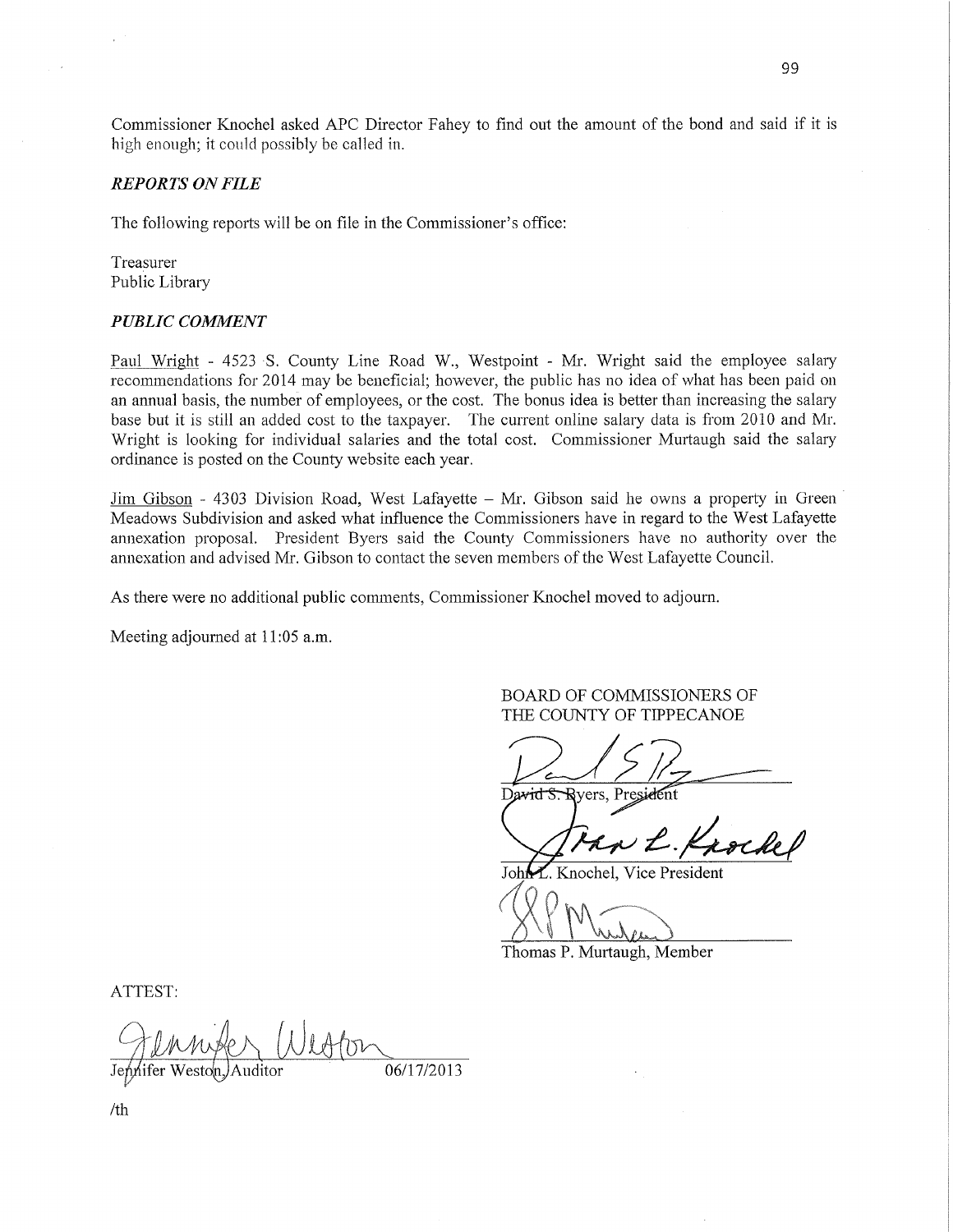Commissioner Knochel asked APC Director Fahey to find out the amount of the bond and said if it is high enough; it could possibly be called in.

### *REPORTS ON FILE*

The following reports will be on file in the Commissioner's office:

Treasurer
Public Library

### *PUBLIC COMMENT*

Paul Wright - 4523 S. County Line Road W., Westpoint - Mr. Wright said the employee salary recommendations for 2014 may be beneficial; however, the public has no idea of what has been paid on an annual basis, the number of employees, or the cost. The bonus idea is better than increasing the salary base but it is still an added cost to the taxpayer. The current online salary data is from 2010 and Mr. Wright is looking for individual salaries and the total cost. Commissioner Murtaugh said the salary ordinance is posted on the County website each year.

Jim Gibson - 4303 Division Road, West Lafayette – Mr. Gibson said he owns a property in Green Meadows Subdivision and asked what influence the Commissioners have in regard to the West Lafayette annexation proposal. President Byers said the County Commissioners have no authority over the annexation and advised Mr. Gibson to contact the seven members of the West Lafayette Council.

As there were no additional public comments, Commissioner Knochel moved to adjourn.

Meeting adjourned at 11:05 a.m.

BOARD OF COMMISSIONERS OF
THE COUNTY OF TIPPECANOE

David S. Byers, President

John L. Knochel, Vice President

Thomas P. Murtaugh, Member

ATTEST:

Jennifer Weston, Auditor 06/17/2013

/th